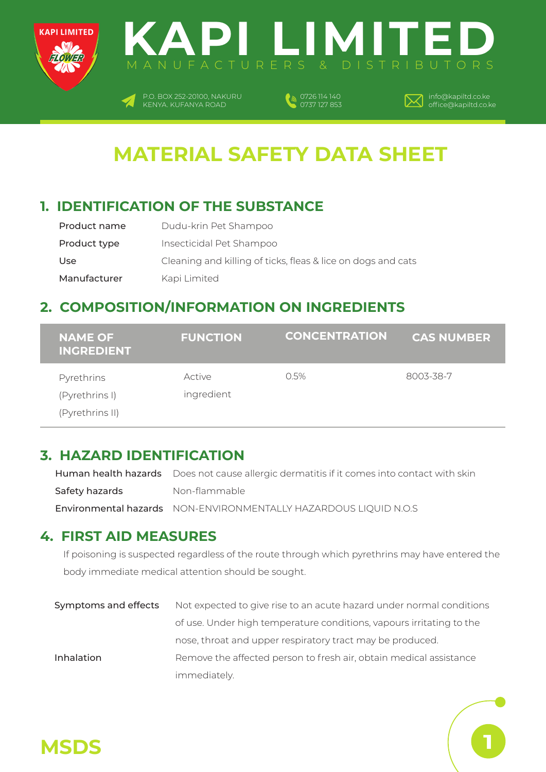# KAPI LIMITED

MANUFACTURERS & DISTRIBUTORS

P.O. BOX 252-20100, NAKURU
KENYA. KUFANYA ROAD

0726 114 140
0737 127 853

info@kapiltd.co.ke
office@kapiltd.co.ke

# MATERIAL SAFETY DATA SHEET

## 1. IDENTIFICATION OF THE SUBSTANCE

| | |
|---|---|
| Product name | Dudu-krin Pet Shampoo |
| Product type | Insecticidal Pet Shampoo |
| Use | Cleaning and killing of ticks, fleas & lice on dogs and cats |
| Manufacturer | Kapi Limited |

## 2. COMPOSITION/INFORMATION ON INGREDIENTS

| NAME OF INGREDIENT | FUNCTION | CONCENTRATION | CAS NUMBER |
|---|---|---|---|
| Pyrethrins (Pyrethrins I) (Pyrethrins II) | Active ingredient | 0.5% | 8003-38-7 |

## 3. HAZARD IDENTIFICATION

| | |
|---|---|
| Human health hazards | Does not cause allergic dermatitis if it comes into contact with skin |
| Safety hazards | Non-flammable |
| Environmental hazards | NON-ENVIRONMENTALLY HAZARDOUS LIQUID N.O.S |

## 4. FIRST AID MEASURES

If poisoning is suspected regardless of the route through which pyrethrins may have entered the body immediate medical attention should be sought.

| | |
|---|---|
| Symptoms and effects | Not expected to give rise to an acute hazard under normal conditions of use. Under high temperature conditions, vapours irritating to the nose, throat and upper respiratory tract may be produced. |
| Inhalation | Remove the affected person to fresh air, obtain medical assistance immediately. |

MSDS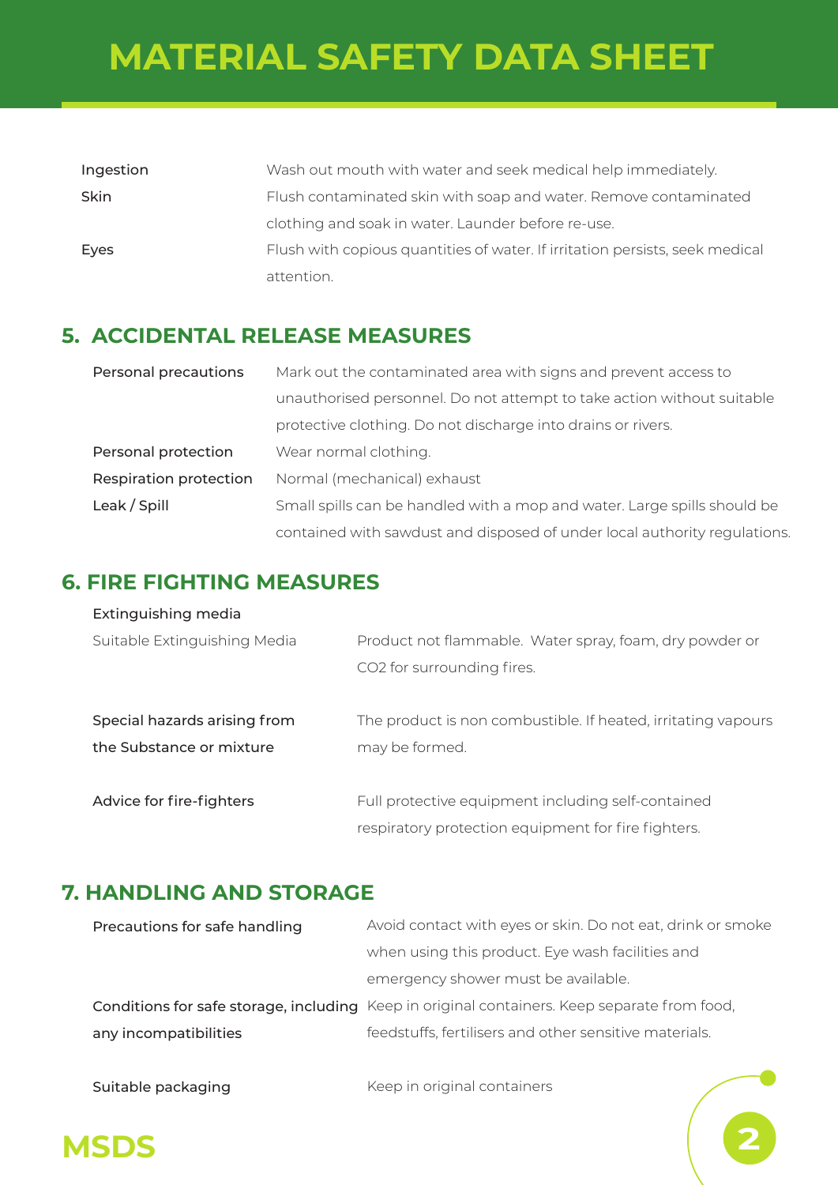| | |
|---|---|
| Ingestion | Wash out mouth with water and seek medical help immediately. |
| Skin | Flush contaminated skin with soap and water. Remove contaminated clothing and soak in water. Launder before re-use. |
| Eyes | Flush with copious quantities of water. If irritation persists, seek medical attention. |

## 5. ACCIDENTAL RELEASE MEASURES

| | |
|---|---|
| Personal precautions | Mark out the contaminated area with signs and prevent access to unauthorised personnel. Do not attempt to take action without suitable protective clothing. Do not discharge into drains or rivers. |
| Personal protection | Wear normal clothing. |
| Respiration protection | Normal (mechanical) exhaust |
| Leak / Spill | Small spills can be handled with a mop and water. Large spills should be contained with sawdust and disposed of under local authority regulations. |

## 6. FIRE FIGHTING MEASURES

Extinguishing media

| | |
|---|---|
| Suitable Extinguishing Media | Product not flammable. Water spray, foam, dry powder or $CO_2$ for surrounding fires. |
| Special hazards arising from the Substance or mixture | The product is non combustible. If heated, irritating vapours may be formed. |
| Advice for fire-fighters | Full protective equipment including self-contained respiratory protection equipment for fire fighters. |

## 7. HANDLING AND STORAGE

| | |
|---|---|
| Precautions for safe handling | Avoid contact with eyes or skin. Do not eat, drink or smoke when using this product. Eye wash facilities and emergency shower must be available. |
| Conditions for safe storage, including any incompatibilities | Keep in original containers. Keep separate from food, feedstuffs, fertilisers and other sensitive materials. |
| Suitable packaging | Keep in original containers |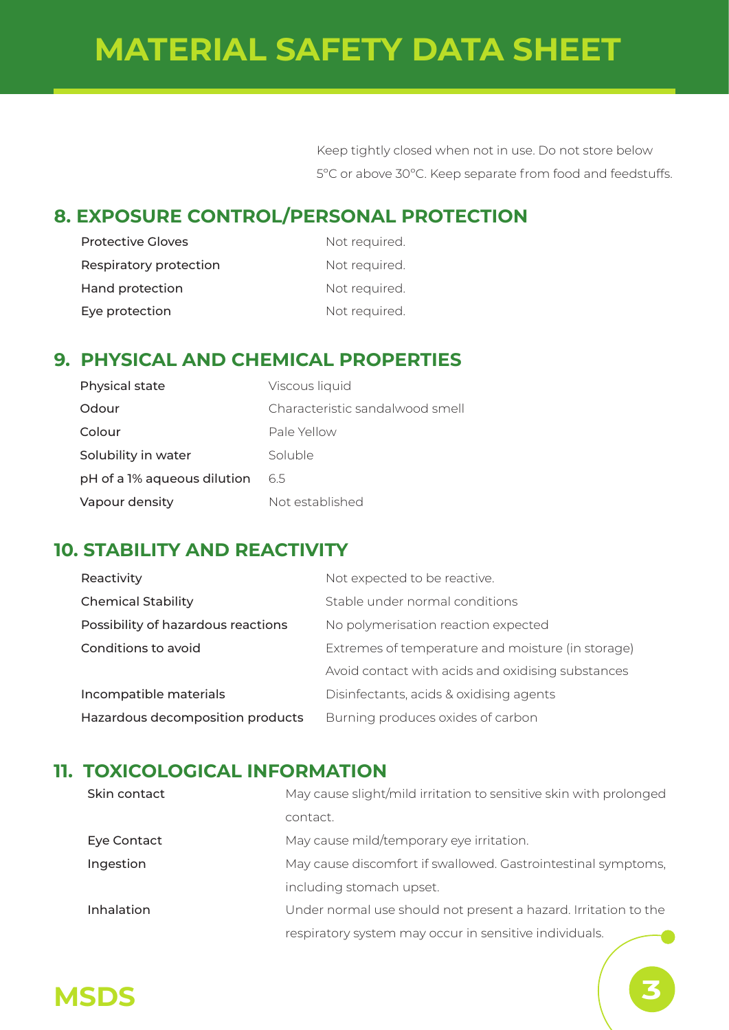Keep tightly closed when not in use. Do not store below 5°C or above 30°C. Keep separate from food and feedstuffs.

## 8. EXPOSURE CONTROL/PERSONAL PROTECTION

| | |
|---|---|
| Protective Gloves | Not required. |
| Respiratory protection | Not required. |
| Hand protection | Not required. |
| Eye protection | Not required. |

## 9. PHYSICAL AND CHEMICAL PROPERTIES

| | |
|---|---|
| Physical state | Viscous liquid |
| Odour | Characteristic sandalwood smell |
| Colour | Pale Yellow |
| Solubility in water | Soluble |
| pH of a 1% aqueous dilution | 6.5 |
| Vapour density | Not established |

## 10. STABILITY AND REACTIVITY

| | |
|---|---|
| Reactivity | Not expected to be reactive. |
| Chemical Stability | Stable under normal conditions |
| Possibility of hazardous reactions | No polymerisation reaction expected |
| Conditions to avoid | Extremes of temperature and moisture (in storage)<br>Avoid contact with acids and oxidising substances |
| Incompatible materials | Disinfectants, acids & oxidising agents |
| Hazardous decomposition products | Burning produces oxides of carbon |

## 11. TOXICOLOGICAL INFORMATION

| | |
|---|---|
| Skin contact | May cause slight/mild irritation to sensitive skin with prolonged contact. |
| Eye Contact | May cause mild/temporary eye irritation. |
| Ingestion | May cause discomfort if swallowed. Gastrointestinal symptoms, including stomach upset. |
| Inhalation | Under normal use should not present a hazard. Irritation to the respiratory system may occur in sensitive individuals. |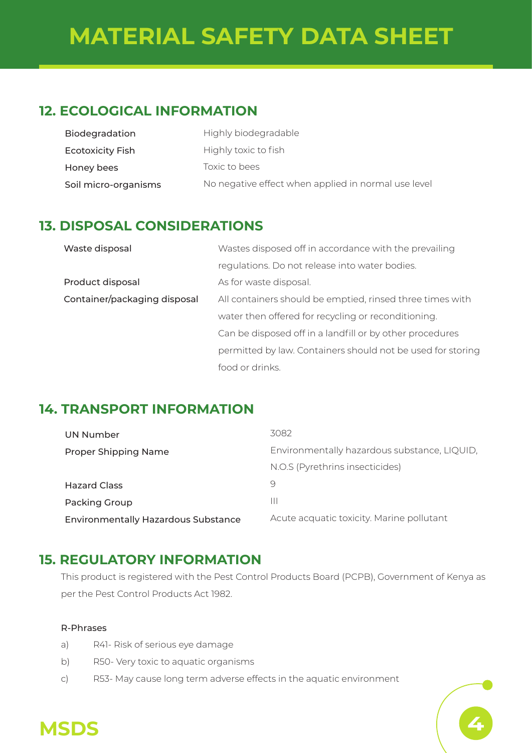## 12. ECOLOGICAL INFORMATION

| | |
|---|---|
| Biodegradation | Highly biodegradable |
| Ecotoxicity Fish | Highly toxic to fish |
| Honey bees | Toxic to bees |
| Soil micro-organisms | No negative effect when applied in normal use level |

## 13. DISPOSAL CONSIDERATIONS

| | |
|---|---|
| Waste disposal | Wastes disposed off in accordance with the prevailing regulations. Do not release into water bodies. |
| Product disposal | As for waste disposal. |
| Container/packaging disposal | All containers should be emptied, rinsed three times with water then offered for recycling or reconditioning. Can be disposed off in a landfill or by other procedures permitted by law. Containers should not be used for storing food or drinks. |

## 14. TRANSPORT INFORMATION

| | |
|---|---|
| UN Number | 3082 |
| Proper Shipping Name | Environmentally hazardous substance, LIQUID, N.O.S (Pyrethrins insecticides) |
| Hazard Class | 9 |
| Packing Group | III |
| Environmentally Hazardous Substance | Acute acquatic toxicity. Marine pollutant |

## 15. REGULATORY INFORMATION

This product is registered with the Pest Control Products Board (PCPB), Government of Kenya as per the Pest Control Products Act 1982.

R-Phrases

a) R41- Risk of serious eye damage

b) R50- Very toxic to aquatic organisms

c) R53- May cause long term adverse effects in the aquatic environment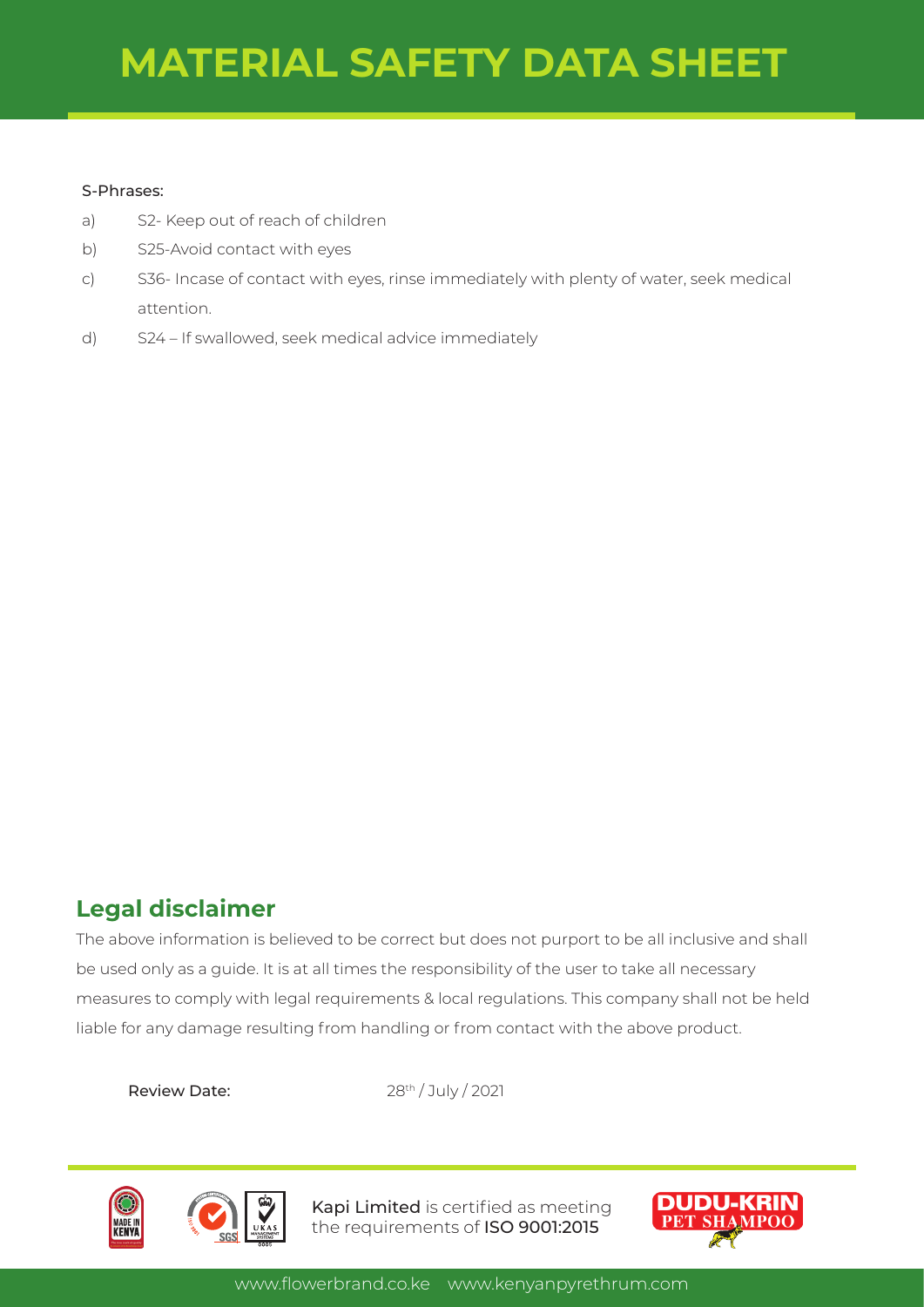S-Phrases:

a) S2- Keep out of reach of children

b) S25-Avoid contact with eyes

c) S36- Incase of contact with eyes, rinse immediately with plenty of water, seek medical attention.

d) S24 – If swallowed, seek medical advice immediately

## Legal disclaimer

The above information is believed to be correct but does not purport to be all inclusive and shall be used only as a guide. It is at all times the responsibility of the user to take all necessary measures to comply with legal requirements & local regulations. This company shall not be held liable for any damage resulting from handling or from contact with the above product.

**Review Date:** 28th / July / 2021

Kapi Limited is certified as meeting the requirements of ISO 9001:2015

www.flowerbrand.co.ke www.kenyanpyrethrum.com